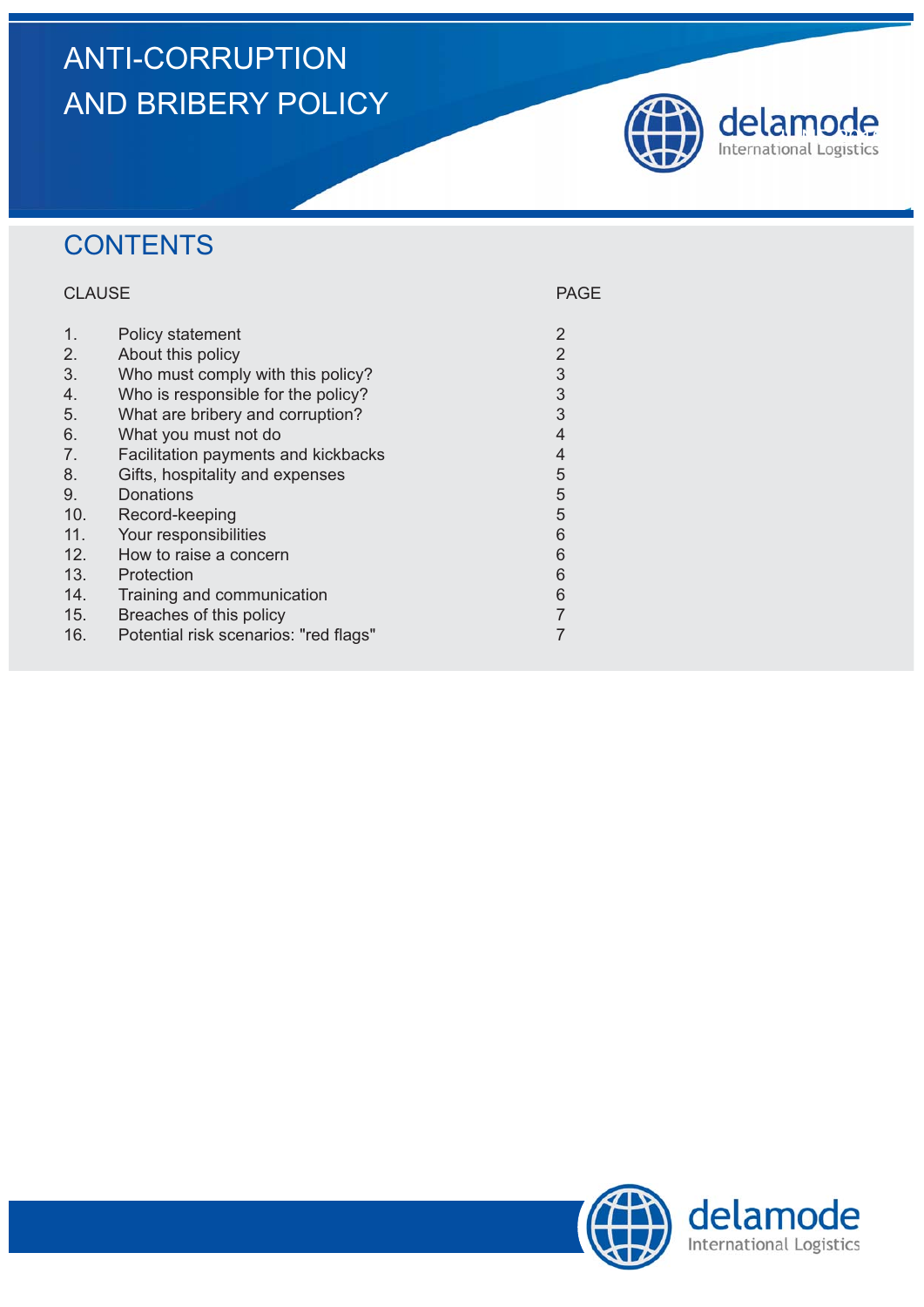# ANTI-CORRUPTION AND BRIBERY POLICY

## CONTENTS

| CLAUSE | | PAGE |
|---|---|---|
| 1. | Policy statement | 2 |
| 2. | About this policy | 2 |
| 3. | Who must comply with this policy? | 3 |
| 4. | Who is responsible for the policy? | 3 |
| 5. | What are bribery and corruption? | 3 |
| 6. | What you must not do | 4 |
| 7. | Facilitation payments and kickbacks | 4 |
| 8. | Gifts, hospitality and expenses | 5 |
| 9. | Donations | 5 |
| 10. | Record-keeping | 5 |
| 11. | Your responsibilities | 6 |
| 12. | How to raise a concern | 6 |
| 13. | Protection | 6 |
| 14. | Training and communication | 6 |
| 15. | Breaches of this policy | 7 |
| 16. | Potential risk scenarios: "red flags" | 7 |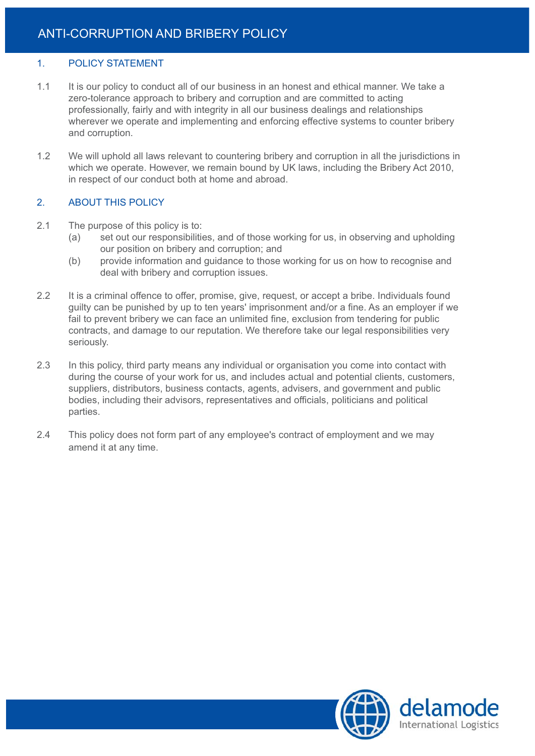# ANTI-CORRUPTION AND BRIBERY POLICY

## 1. POLICY STATEMENT

1.1 It is our policy to conduct all of our business in an honest and ethical manner. We take a zero-tolerance approach to bribery and corruption and are committed to acting professionally, fairly and with integrity in all our business dealings and relationships wherever we operate and implementing and enforcing effective systems to counter bribery and corruption.

1.2 We will uphold all laws relevant to countering bribery and corruption in all the jurisdictions in which we operate. However, we remain bound by UK laws, including the Bribery Act 2010, in respect of our conduct both at home and abroad.

## 2. ABOUT THIS POLICY

2.1 The purpose of this policy is to:

(a) set out our responsibilities, and of those working for us, in observing and upholding our position on bribery and corruption; and

(b) provide information and guidance to those working for us on how to recognise and deal with bribery and corruption issues.

2.2 It is a criminal offence to offer, promise, give, request, or accept a bribe. Individuals found guilty can be punished by up to ten years' imprisonment and/or a fine. As an employer if we fail to prevent bribery we can face an unlimited fine, exclusion from tendering for public contracts, and damage to our reputation. We therefore take our legal responsibilities very seriously.

2.3 In this policy, third party means any individual or organisation you come into contact with during the course of your work for us, and includes actual and potential clients, customers, suppliers, distributors, business contacts, agents, advisers, and government and public bodies, including their advisors, representatives and officials, politicians and political parties.

2.4 This policy does not form part of any employee's contract of employment and we may amend it at any time.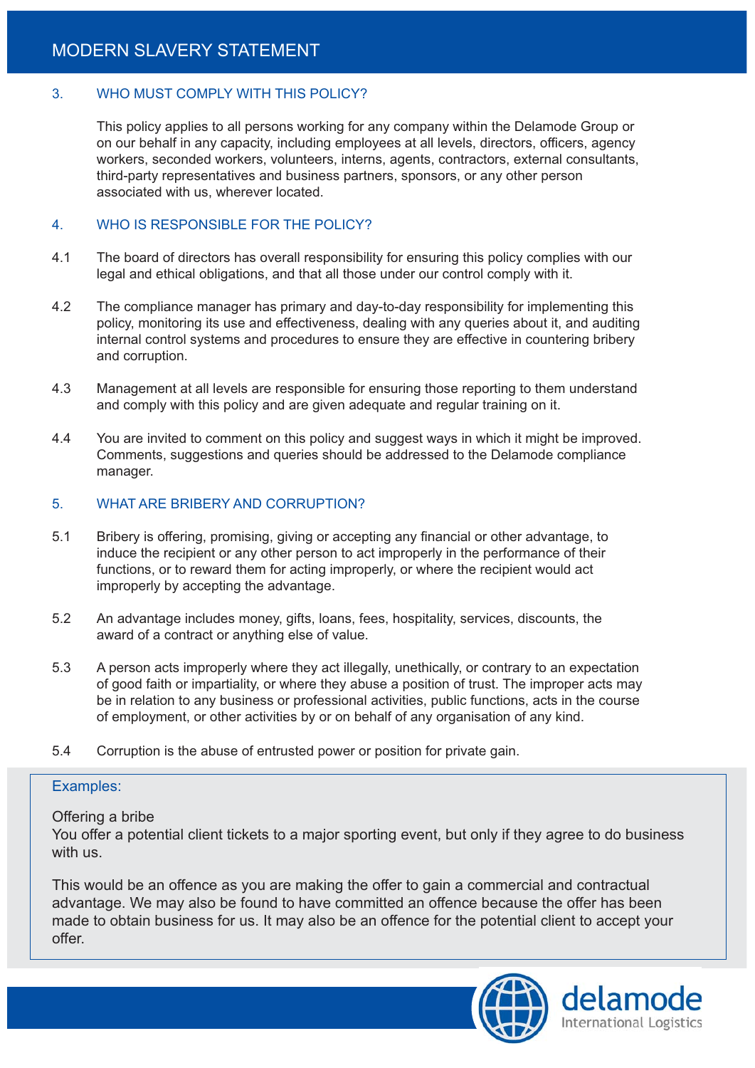## 3. WHO MUST COMPLY WITH THIS POLICY?

This policy applies to all persons working for any company within the Delamode Group or on our behalf in any capacity, including employees at all levels, directors, officers, agency workers, seconded workers, volunteers, interns, agents, contractors, external consultants, third-party representatives and business partners, sponsors, or any other person associated with us, wherever located.

## 4. WHO IS RESPONSIBLE FOR THE POLICY?

4.1 The board of directors has overall responsibility for ensuring this policy complies with our legal and ethical obligations, and that all those under our control comply with it.

4.2 The compliance manager has primary and day-to-day responsibility for implementing this policy, monitoring its use and effectiveness, dealing with any queries about it, and auditing internal control systems and procedures to ensure they are effective in countering bribery and corruption.

4.3 Management at all levels are responsible for ensuring those reporting to them understand and comply with this policy and are given adequate and regular training on it.

4.4 You are invited to comment on this policy and suggest ways in which it might be improved. Comments, suggestions and queries should be addressed to the Delamode compliance manager.

## 5. WHAT ARE BRIBERY AND CORRUPTION?

5.1 Bribery is offering, promising, giving or accepting any financial or other advantage, to induce the recipient or any other person to act improperly in the performance of their functions, or to reward them for acting improperly, or where the recipient would act improperly by accepting the advantage.

5.2 An advantage includes money, gifts, loans, fees, hospitality, services, discounts, the award of a contract or anything else of value.

5.3 A person acts improperly where they act illegally, unethically, or contrary to an expectation of good faith or impartiality, or where they abuse a position of trust. The improper acts may be in relation to any business or professional activities, public functions, acts in the course of employment, or other activities by or on behalf of any organisation of any kind.

5.4 Corruption is the abuse of entrusted power or position for private gain.

> **Examples:**
>
> Offering a bribe
> You offer a potential client tickets to a major sporting event, but only if they agree to do business with us.
>
> This would be an offence as you are making the offer to gain a commercial and contractual advantage. We may also be found to have committed an offence because the offer has been made to obtain business for us. It may also be an offence for the potential client to accept your offer.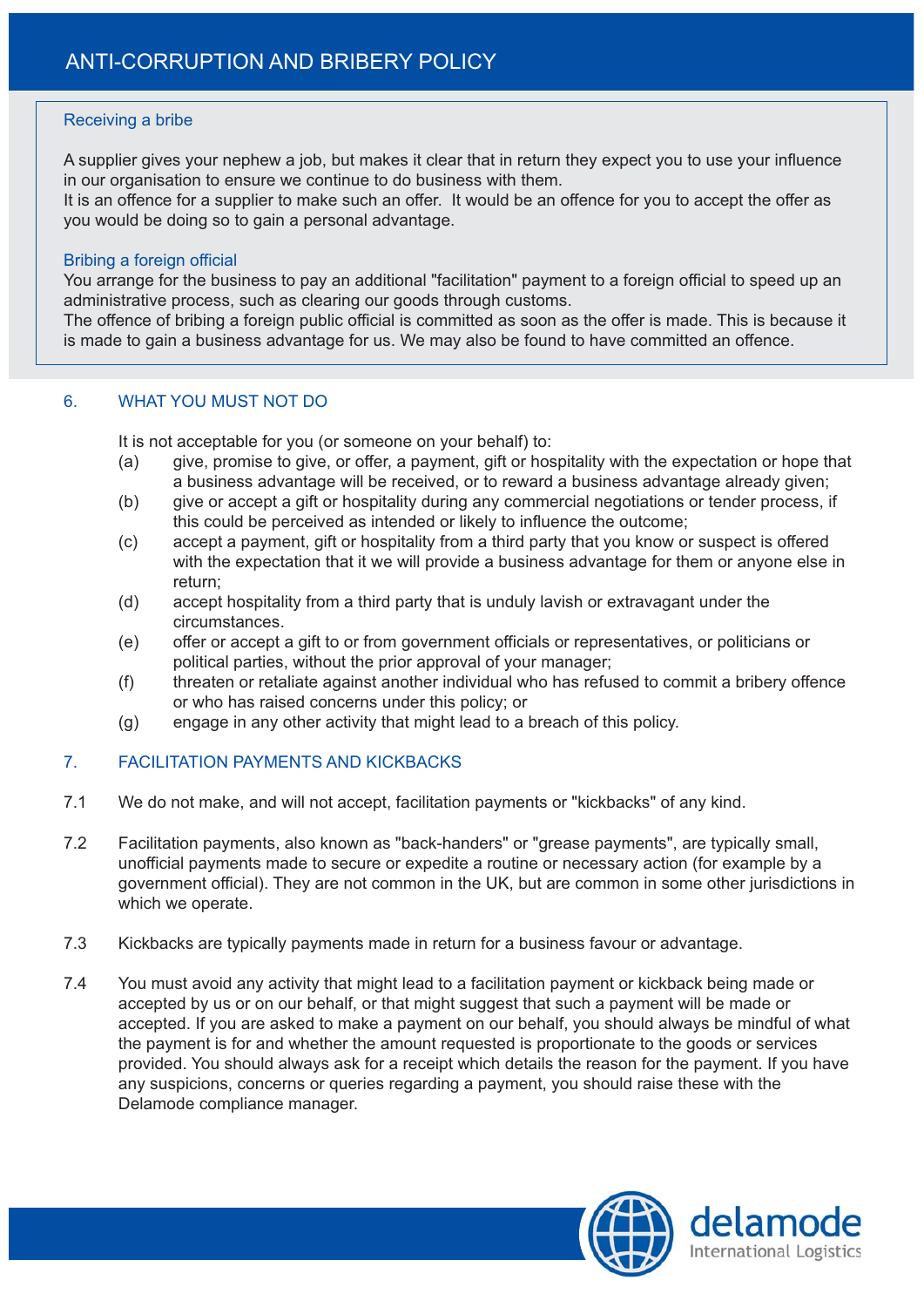#### Receiving a bribe

A supplier gives your nephew a job, but makes it clear that in return they expect you to use your influence in our organisation to ensure we continue to do business with them.
It is an offence for a supplier to make such an offer. It would be an offence for you to accept the offer as you would be doing so to gain a personal advantage.

#### Bribing a foreign official

You arrange for the business to pay an additional "facilitation" payment to a foreign official to speed up an administrative process, such as clearing our goods through customs.
The offence of bribing a foreign public official is committed as soon as the offer is made. This is because it is made to gain a business advantage for us. We may also be found to have committed an offence.

## 6. WHAT YOU MUST NOT DO

It is not acceptable for you (or someone on your behalf) to:

(a) give, promise to give, or offer, a payment, gift or hospitality with the expectation or hope that a business advantage will be received, or to reward a business advantage already given;

(b) give or accept a gift or hospitality during any commercial negotiations or tender process, if this could be perceived as intended or likely to influence the outcome;

(c) accept a payment, gift or hospitality from a third party that you know or suspect is offered with the expectation that it we will provide a business advantage for them or anyone else in return;

(d) accept hospitality from a third party that is unduly lavish or extravagant under the circumstances.

(e) offer or accept a gift to or from government officials or representatives, or politicians or political parties, without the prior approval of your manager;

(f) threaten or retaliate against another individual who has refused to commit a bribery offence or who has raised concerns under this policy; or

(g) engage in any other activity that might lead to a breach of this policy.

## 7. FACILITATION PAYMENTS AND KICKBACKS

7.1 We do not make, and will not accept, facilitation payments or "kickbacks" of any kind.

7.2 Facilitation payments, also known as "back-handers" or "grease payments", are typically small, unofficial payments made to secure or expedite a routine or necessary action (for example by a government official). They are not common in the UK, but are common in some other jurisdictions in which we operate.

7.3 Kickbacks are typically payments made in return for a business favour or advantage.

7.4 You must avoid any activity that might lead to a facilitation payment or kickback being made or accepted by us or on our behalf, or that might suggest that such a payment will be made or accepted. If you are asked to make a payment on our behalf, you should always be mindful of what the payment is for and whether the amount requested is proportionate to the goods or services provided. You should always ask for a receipt which details the reason for the payment. If you have any suspicions, concerns or queries regarding a payment, you should raise these with the Delamode compliance manager.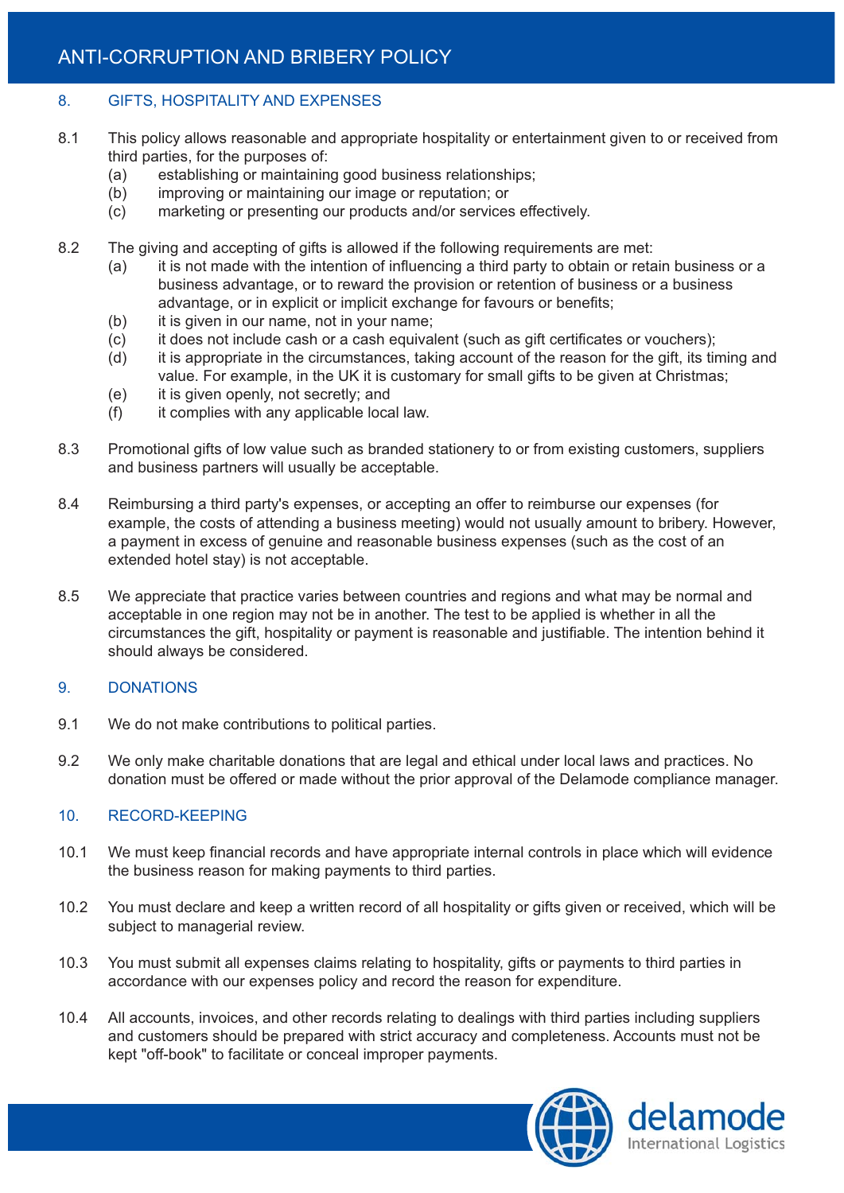## 8. GIFTS, HOSPITALITY AND EXPENSES

8.1 This policy allows reasonable and appropriate hospitality or entertainment given to or received from third parties, for the purposes of:

- (a) establishing or maintaining good business relationships;
- (b) improving or maintaining our image or reputation; or
- (c) marketing or presenting our products and/or services effectively.

8.2 The giving and accepting of gifts is allowed if the following requirements are met:

- (a) it is not made with the intention of influencing a third party to obtain or retain business or a business advantage, or to reward the provision or retention of business or a business advantage, or in explicit or implicit exchange for favours or benefits;
- (b) it is given in our name, not in your name;
- (c) it does not include cash or a cash equivalent (such as gift certificates or vouchers);
- (d) it is appropriate in the circumstances, taking account of the reason for the gift, its timing and value. For example, in the UK it is customary for small gifts to be given at Christmas;
- (e) it is given openly, not secretly; and
- (f) it complies with any applicable local law.

8.3 Promotional gifts of low value such as branded stationery to or from existing customers, suppliers and business partners will usually be acceptable.

8.4 Reimbursing a third party's expenses, or accepting an offer to reimburse our expenses (for example, the costs of attending a business meeting) would not usually amount to bribery. However, a payment in excess of genuine and reasonable business expenses (such as the cost of an extended hotel stay) is not acceptable.

8.5 We appreciate that practice varies between countries and regions and what may be normal and acceptable in one region may not be in another. The test to be applied is whether in all the circumstances the gift, hospitality or payment is reasonable and justifiable. The intention behind it should always be considered.

## 9. DONATIONS

9.1 We do not make contributions to political parties.

9.2 We only make charitable donations that are legal and ethical under local laws and practices. No donation must be offered or made without the prior approval of the Delamode compliance manager.

## 10. RECORD-KEEPING

10.1 We must keep financial records and have appropriate internal controls in place which will evidence the business reason for making payments to third parties.

10.2 You must declare and keep a written record of all hospitality or gifts given or received, which will be subject to managerial review.

10.3 You must submit all expenses claims relating to hospitality, gifts or payments to third parties in accordance with our expenses policy and record the reason for expenditure.

10.4 All accounts, invoices, and other records relating to dealings with third parties including suppliers and customers should be prepared with strict accuracy and completeness. Accounts must not be kept "off-book" to facilitate or conceal improper payments.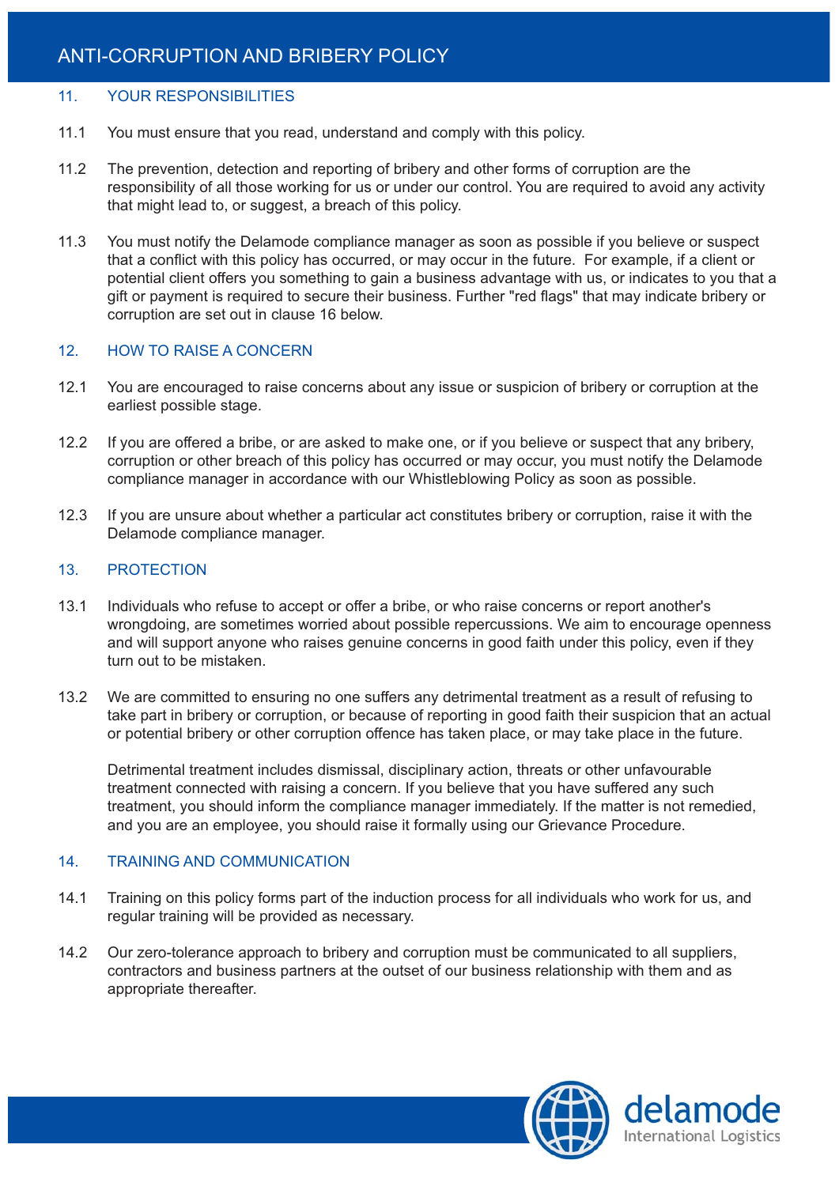## 11. YOUR RESPONSIBILITIES

11.1 You must ensure that you read, understand and comply with this policy.

11.2 The prevention, detection and reporting of bribery and other forms of corruption are the responsibility of all those working for us or under our control. You are required to avoid any activity that might lead to, or suggest, a breach of this policy.

11.3 You must notify the Delamode compliance manager as soon as possible if you believe or suspect that a conflict with this policy has occurred, or may occur in the future. For example, if a client or potential client offers you something to gain a business advantage with us, or indicates to you that a gift or payment is required to secure their business. Further "red flags" that may indicate bribery or corruption are set out in clause 16 below.

## 12. HOW TO RAISE A CONCERN

12.1 You are encouraged to raise concerns about any issue or suspicion of bribery or corruption at the earliest possible stage.

12.2 If you are offered a bribe, or are asked to make one, or if you believe or suspect that any bribery, corruption or other breach of this policy has occurred or may occur, you must notify the Delamode compliance manager in accordance with our Whistleblowing Policy as soon as possible.

12.3 If you are unsure about whether a particular act constitutes bribery or corruption, raise it with the Delamode compliance manager.

## 13. PROTECTION

13.1 Individuals who refuse to accept or offer a bribe, or who raise concerns or report another's wrongdoing, are sometimes worried about possible repercussions. We aim to encourage openness and will support anyone who raises genuine concerns in good faith under this policy, even if they turn out to be mistaken.

13.2 We are committed to ensuring no one suffers any detrimental treatment as a result of refusing to take part in bribery or corruption, or because of reporting in good faith their suspicion that an actual or potential bribery or other corruption offence has taken place, or may take place in the future.

Detrimental treatment includes dismissal, disciplinary action, threats or other unfavourable treatment connected with raising a concern. If you believe that you have suffered any such treatment, you should inform the compliance manager immediately. If the matter is not remedied, and you are an employee, you should raise it formally using our Grievance Procedure.

## 14. TRAINING AND COMMUNICATION

14.1 Training on this policy forms part of the induction process for all individuals who work for us, and regular training will be provided as necessary.

14.2 Our zero-tolerance approach to bribery and corruption must be communicated to all suppliers, contractors and business partners at the outset of our business relationship with them and as appropriate thereafter.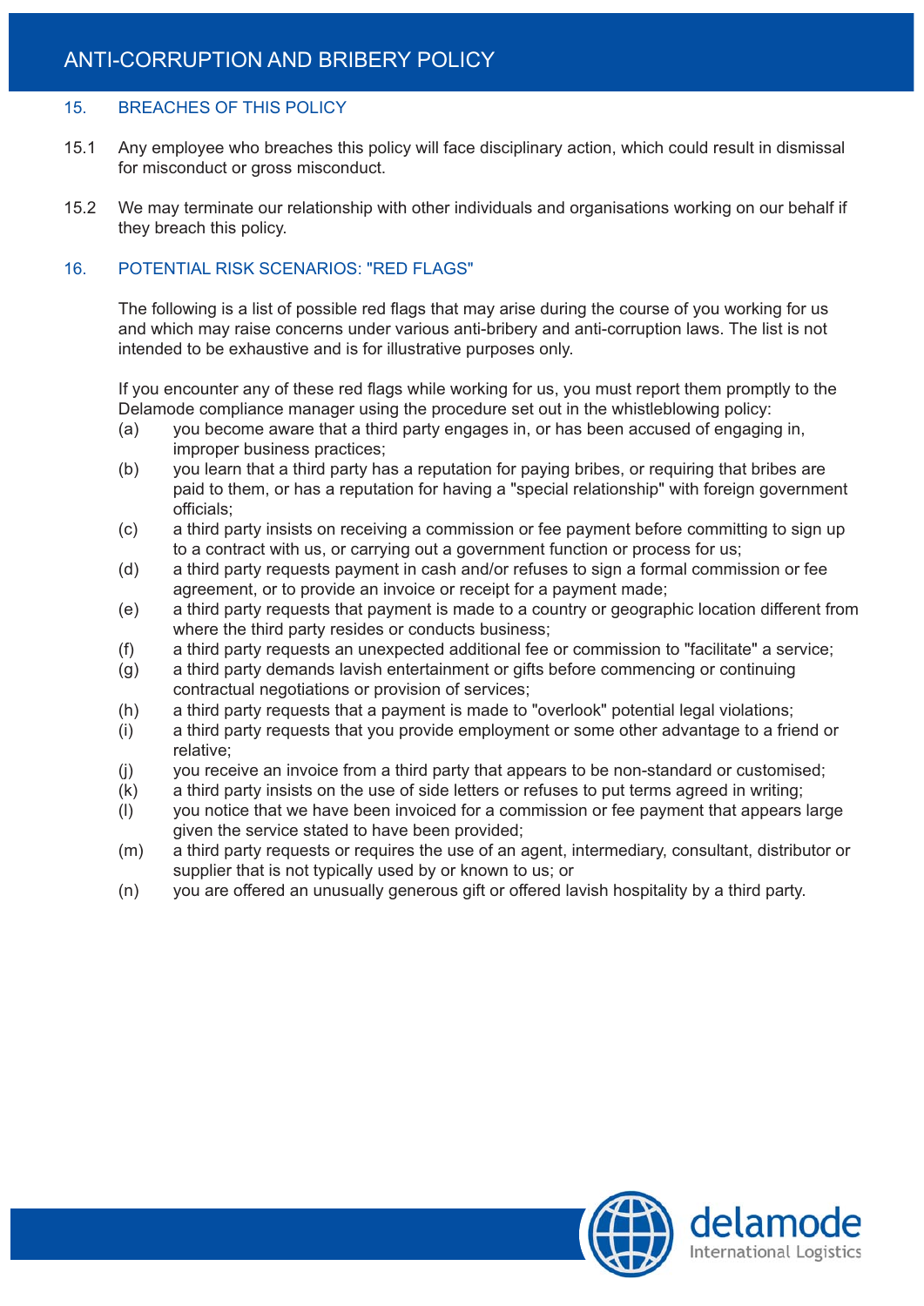## 15. BREACHES OF THIS POLICY

15.1 Any employee who breaches this policy will face disciplinary action, which could result in dismissal for misconduct or gross misconduct.

15.2 We may terminate our relationship with other individuals and organisations working on our behalf if they breach this policy.

## 16. POTENTIAL RISK SCENARIOS: "RED FLAGS"

The following is a list of possible red flags that may arise during the course of you working for us and which may raise concerns under various anti-bribery and anti-corruption laws. The list is not intended to be exhaustive and is for illustrative purposes only.

If you encounter any of these red flags while working for us, you must report them promptly to the Delamode compliance manager using the procedure set out in the whistleblowing policy:

(a) you become aware that a third party engages in, or has been accused of engaging in, improper business practices;

(b) you learn that a third party has a reputation for paying bribes, or requiring that bribes are paid to them, or has a reputation for having a "special relationship" with foreign government officials;

(c) a third party insists on receiving a commission or fee payment before committing to sign up to a contract with us, or carrying out a government function or process for us;

(d) a third party requests payment in cash and/or refuses to sign a formal commission or fee agreement, or to provide an invoice or receipt for a payment made;

(e) a third party requests that payment is made to a country or geographic location different from where the third party resides or conducts business;

(f) a third party requests an unexpected additional fee or commission to "facilitate" a service;

(g) a third party demands lavish entertainment or gifts before commencing or continuing contractual negotiations or provision of services;

(h) a third party requests that a payment is made to "overlook" potential legal violations;

(i) a third party requests that you provide employment or some other advantage to a friend or relative;

(j) you receive an invoice from a third party that appears to be non-standard or customised;

(k) a third party insists on the use of side letters or refuses to put terms agreed in writing;

(l) you notice that we have been invoiced for a commission or fee payment that appears large given the service stated to have been provided;

(m) a third party requests or requires the use of an agent, intermediary, consultant, distributor or supplier that is not typically used by or known to us; or

(n) you are offered an unusually generous gift or offered lavish hospitality by a third party.